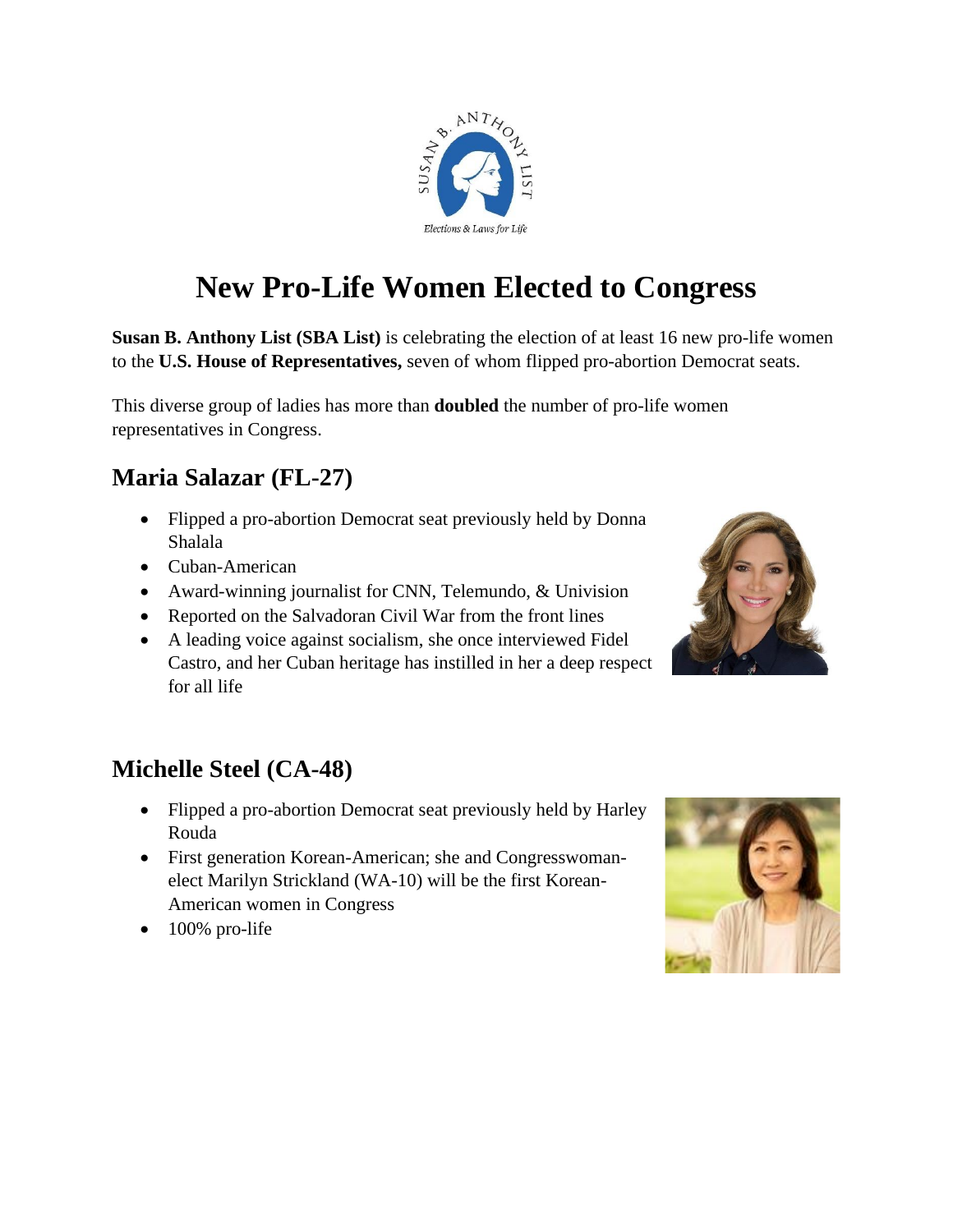SUSAN B. ANTHONY LIST

*Elections & Laws for Life*

# New Pro-Life Women Elected to Congress

**Susan B. Anthony List (SBA List)** is celebrating the election of at least 16 new pro-life women to the **U.S. House of Representatives,** seven of whom flipped pro-abortion Democrat seats.

This diverse group of ladies has more than **doubled** the number of pro-life women representatives in Congress.

## Maria Salazar (FL-27)

- Flipped a pro-abortion Democrat seat previously held by Donna Shalala
- Cuban-American
- Award-winning journalist for CNN, Telemundo, & Univision
- Reported on the Salvadoran Civil War from the front lines
- A leading voice against socialism, she once interviewed Fidel Castro, and her Cuban heritage has instilled in her a deep respect for all life

## Michelle Steel (CA-48)

- Flipped a pro-abortion Democrat seat previously held by Harley Rouda
- First generation Korean-American; she and Congresswoman-elect Marilyn Strickland (WA-10) will be the first Korean-American women in Congress
- 100% pro-life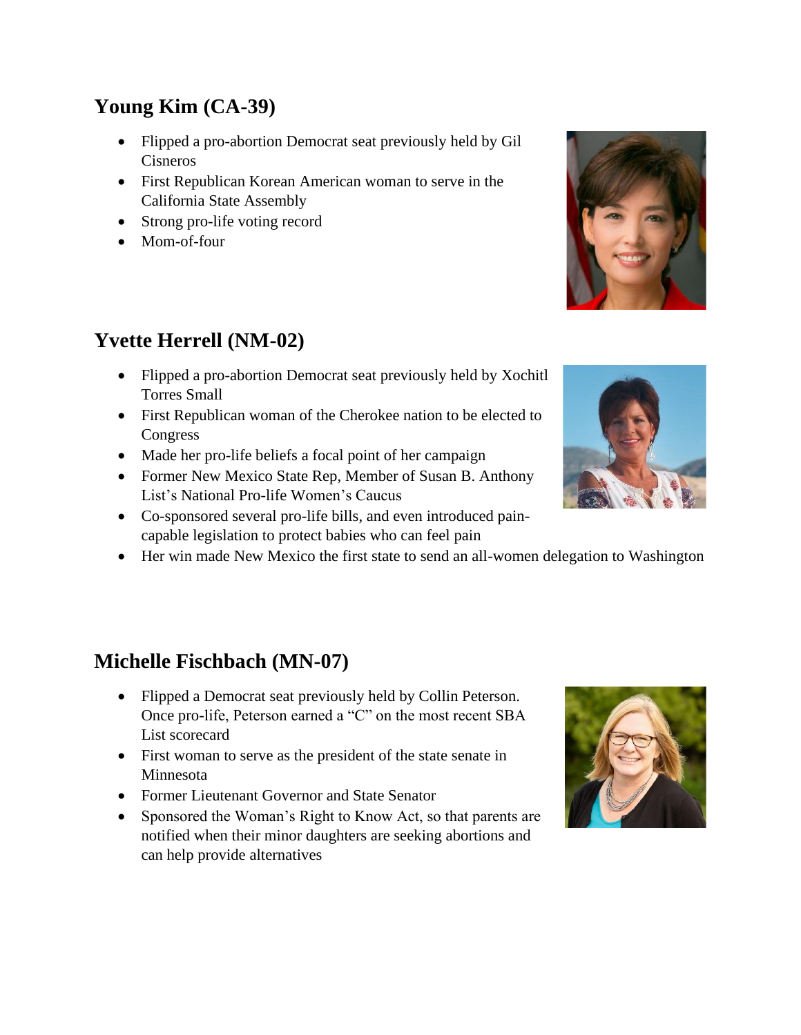## Young Kim (CA-39)

- Flipped a pro-abortion Democrat seat previously held by Gil Cisneros
- First Republican Korean American woman to serve in the California State Assembly
- Strong pro-life voting record
- Mom-of-four

## Yvette Herrell (NM-02)

- Flipped a pro-abortion Democrat seat previously held by Xochitl Torres Small
- First Republican woman of the Cherokee nation to be elected to Congress
- Made her pro-life beliefs a focal point of her campaign
- Former New Mexico State Rep, Member of Susan B. Anthony List's National Pro-life Women's Caucus
- Co-sponsored several pro-life bills, and even introduced pain-capable legislation to protect babies who can feel pain
- Her win made New Mexico the first state to send an all-women delegation to Washington

## Michelle Fischbach (MN-07)

- Flipped a Democrat seat previously held by Collin Peterson. Once pro-life, Peterson earned a "C" on the most recent SBA List scorecard
- First woman to serve as the president of the state senate in Minnesota
- Former Lieutenant Governor and State Senator
- Sponsored the Woman's Right to Know Act, so that parents are notified when their minor daughters are seeking abortions and can help provide alternatives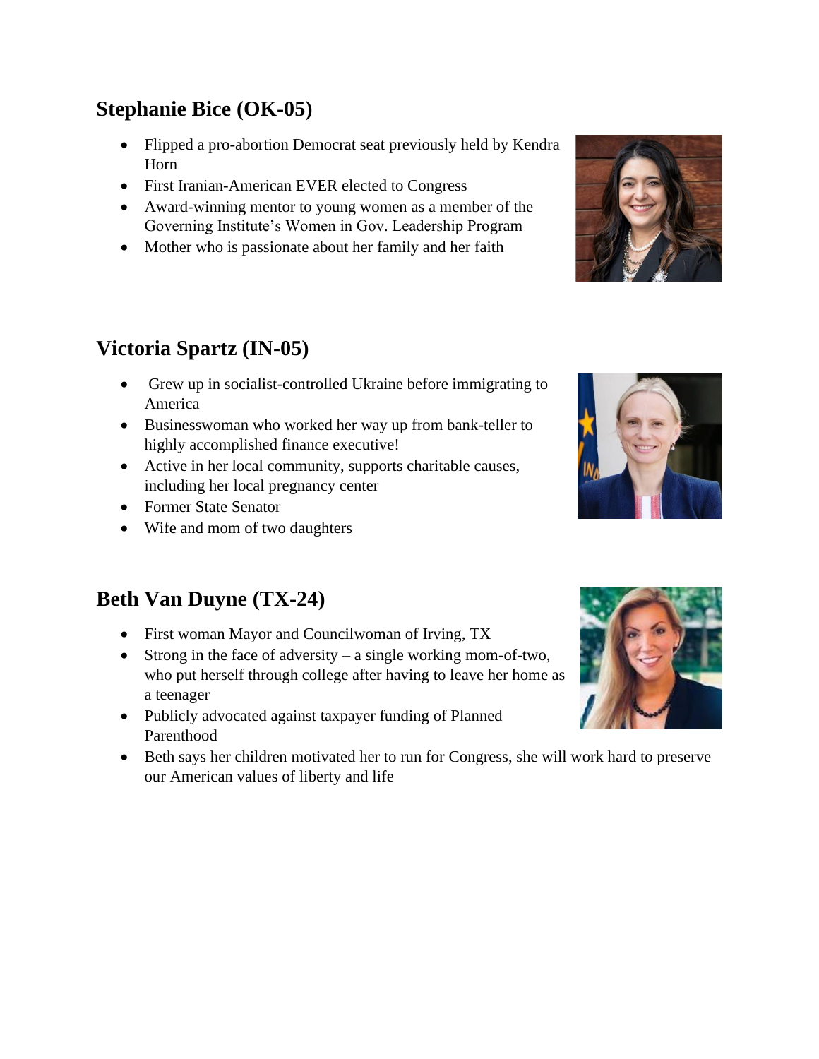## Stephanie Bice (OK-05)

- Flipped a pro-abortion Democrat seat previously held by Kendra Horn
- First Iranian-American EVER elected to Congress
- Award-winning mentor to young women as a member of the Governing Institute's Women in Gov. Leadership Program
- Mother who is passionate about her family and her faith

## Victoria Spartz (IN-05)

- Grew up in socialist-controlled Ukraine before immigrating to America
- Businesswoman who worked her way up from bank-teller to highly accomplished finance executive!
- Active in her local community, supports charitable causes, including her local pregnancy center
- Former State Senator
- Wife and mom of two daughters

## Beth Van Duyne (TX-24)

- First woman Mayor and Councilwoman of Irving, TX
- Strong in the face of adversity – a single working mom-of-two, who put herself through college after having to leave her home as a teenager
- Publicly advocated against taxpayer funding of Planned Parenthood
- Beth says her children motivated her to run for Congress, she will work hard to preserve our American values of liberty and life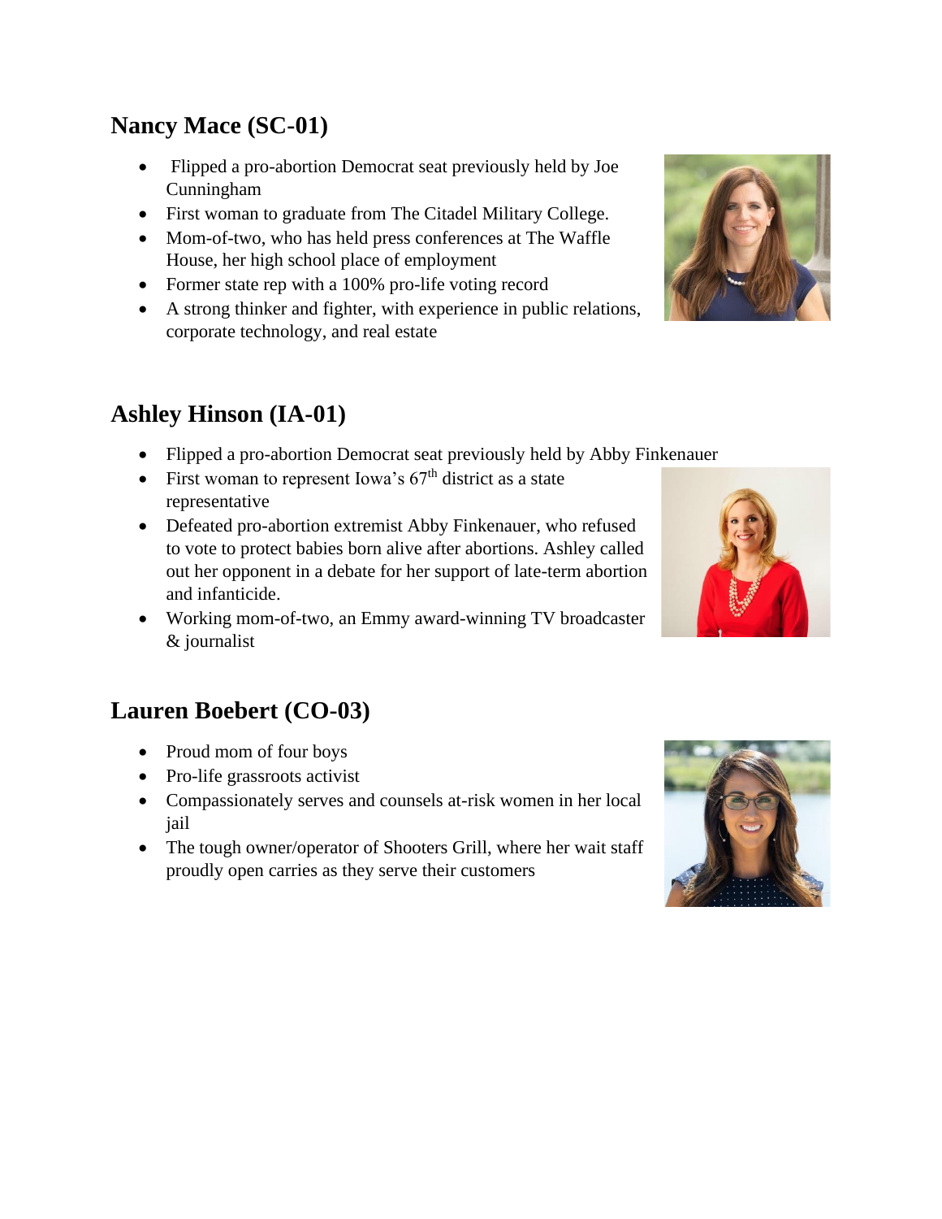## Nancy Mace (SC-01)

- Flipped a pro-abortion Democrat seat previously held by Joe Cunningham
- First woman to graduate from The Citadel Military College.
- Mom-of-two, who has held press conferences at The Waffle House, her high school place of employment
- Former state rep with a 100% pro-life voting record
- A strong thinker and fighter, with experience in public relations, corporate technology, and real estate

## Ashley Hinson (IA-01)

- Flipped a pro-abortion Democrat seat previously held by Abby Finkenauer
- First woman to represent Iowa's 67th district as a state representative
- Defeated pro-abortion extremist Abby Finkenauer, who refused to vote to protect babies born alive after abortions. Ashley called out her opponent in a debate for her support of late-term abortion and infanticide.
- Working mom-of-two, an Emmy award-winning TV broadcaster & journalist

## Lauren Boebert (CO-03)

- Proud mom of four boys
- Pro-life grassroots activist
- Compassionately serves and counsels at-risk women in her local jail
- The tough owner/operator of Shooters Grill, where her wait staff proudly open carries as they serve their customers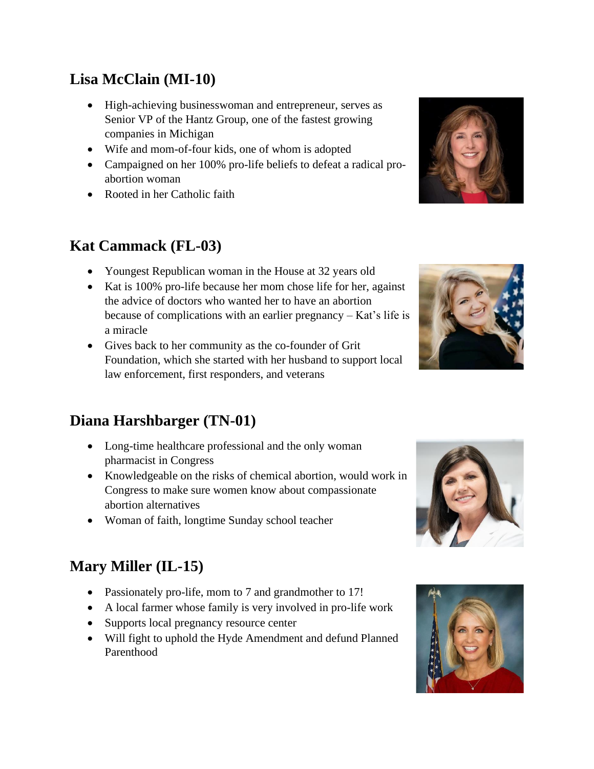## Lisa McClain (MI-10)

- High-achieving businesswoman and entrepreneur, serves as Senior VP of the Hantz Group, one of the fastest growing companies in Michigan
- Wife and mom-of-four kids, one of whom is adopted
- Campaigned on her 100% pro-life beliefs to defeat a radical pro-abortion woman
- Rooted in her Catholic faith

## Kat Cammack (FL-03)

- Youngest Republican woman in the House at 32 years old
- Kat is 100% pro-life because her mom chose life for her, against the advice of doctors who wanted her to have an abortion because of complications with an earlier pregnancy – Kat's life is a miracle
- Gives back to her community as the co-founder of Grit Foundation, which she started with her husband to support local law enforcement, first responders, and veterans

## Diana Harshbarger (TN-01)

- Long-time healthcare professional and the only woman pharmacist in Congress
- Knowledgeable on the risks of chemical abortion, would work in Congress to make sure women know about compassionate abortion alternatives
- Woman of faith, longtime Sunday school teacher

## Mary Miller (IL-15)

- Passionately pro-life, mom to 7 and grandmother to 17!
- A local farmer whose family is very involved in pro-life work
- Supports local pregnancy resource center
- Will fight to uphold the Hyde Amendment and defund Planned Parenthood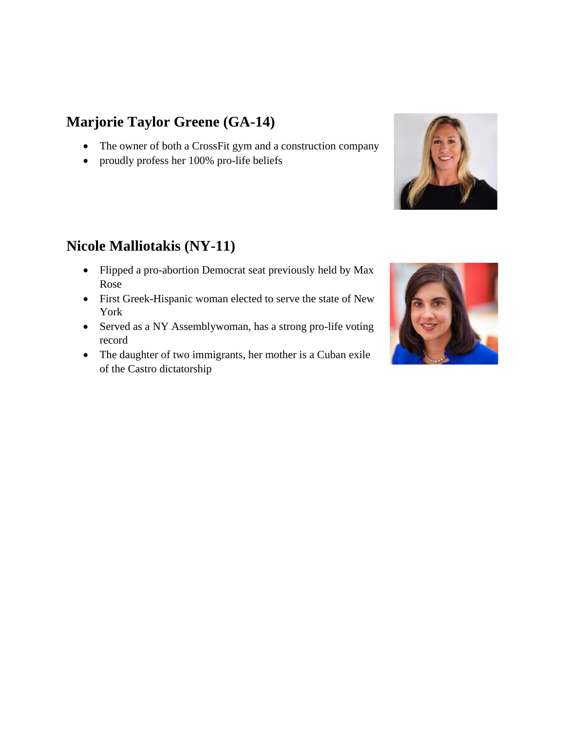## Marjorie Taylor Greene (GA-14)

- The owner of both a CrossFit gym and a construction company
- proudly profess her 100% pro-life beliefs

## Nicole Malliotakis (NY-11)

- Flipped a pro-abortion Democrat seat previously held by Max Rose
- First Greek-Hispanic woman elected to serve the state of New York
- Served as a NY Assemblywoman, has a strong pro-life voting record
- The daughter of two immigrants, her mother is a Cuban exile of the Castro dictatorship